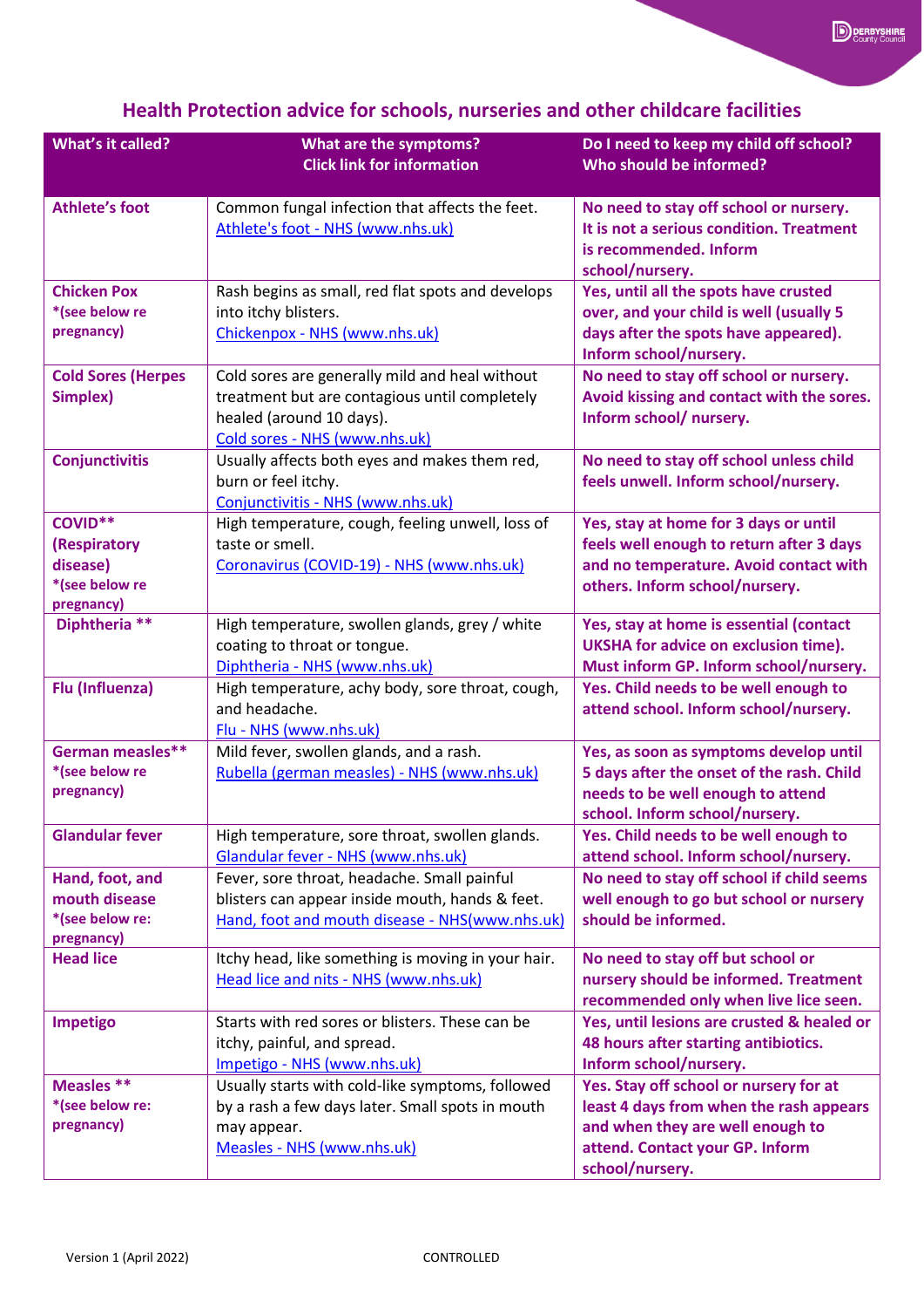## Health Protection advice for schools, nurseries and other childcare facilities

| What's it called? | What are the symptoms? Click link for information | Do I need to keep my child off school? Who should be informed? |
|---|---|---|
| **Athlete's foot** | Common fungal infection that affects the feet. [Athlete's foot - NHS (www.nhs.uk)] | **No need to stay off school or nursery. It is not a serious condition. Treatment is recommended. Inform school/nursery.** |
| **Chicken Pox** *(see below re pregnancy) | Rash begins as small, red flat spots and develops into itchy blisters. [Chickenpox - NHS (www.nhs.uk)] | **Yes, until all the spots have crusted over, and your child is well (usually 5 days after the spots have appeared). Inform school/nursery.** |
| **Cold Sores (Herpes Simplex)** | Cold sores are generally mild and heal without treatment but are contagious until completely healed (around 10 days). [Cold sores - NHS (www.nhs.uk)] | **No need to stay off school or nursery. Avoid kissing and contact with the sores. Inform school/ nursery.** |
| **Conjunctivitis** | Usually affects both eyes and makes them red, burn or feel itchy. [Conjunctivitis - NHS (www.nhs.uk)] | **No need to stay off school unless child feels unwell. Inform school/nursery.** |
| **COVID** ** **(Respiratory disease)** *(see below re pregnancy) | High temperature, cough, feeling unwell, loss of taste or smell. [Coronavirus (COVID-19) - NHS (www.nhs.uk)] | **Yes, stay at home for 3 days or until feels well enough to return after 3 days and no temperature. Avoid contact with others. Inform school/nursery.** |
| **Diphtheria** ** | High temperature, swollen glands, grey / white coating to throat or tongue. [Diphtheria - NHS (www.nhs.uk)] | **Yes, stay at home is essential (contact UKSHA for advice on exclusion time). Must inform GP. Inform school/nursery.** |
| **Flu (Influenza)** | High temperature, achy body, sore throat, cough, and headache. [Flu - NHS (www.nhs.uk)] | **Yes. Child needs to be well enough to attend school. Inform school/nursery.** |
| **German measles** ** *(see below re pregnancy) | Mild fever, swollen glands, and a rash. [Rubella (german measles) - NHS (www.nhs.uk)] | **Yes, as soon as symptoms develop until 5 days after the onset of the rash. Child needs to be well enough to attend school. Inform school/nursery.** |
| **Glandular fever** | High temperature, sore throat, swollen glands. [Glandular fever - NHS (www.nhs.uk)] | **Yes. Child needs to be well enough to attend school. Inform school/nursery.** |
| **Hand, foot, and mouth disease** *(see below re: pregnancy) | Fever, sore throat, headache. Small painful blisters can appear inside mouth, hands & feet. [Hand, foot and mouth disease - NHS(www.nhs.uk)] | **No need to stay off school if child seems well enough to go but school or nursery should be informed.** |
| **Head lice** | Itchy head, like something is moving in your hair. [Head lice and nits - NHS (www.nhs.uk)] | **No need to stay off but school or nursery should be informed. Treatment recommended only when live lice seen.** |
| **Impetigo** | Starts with red sores or blisters. These can be itchy, painful, and spread. [Impetigo - NHS (www.nhs.uk)] | **Yes, until lesions are crusted & healed or 48 hours after starting antibiotics. Inform school/nursery.** |
| **Measles** ** *(see below re: pregnancy) | Usually starts with cold-like symptoms, followed by a rash a few days later. Small spots in mouth may appear. [Measles - NHS (www.nhs.uk)] | **Yes. Stay off school or nursery for at least 4 days from when the rash appears and when they are well enough to attend. Contact your GP. Inform school/nursery.** |

Version 1 (April 2022) CONTROLLED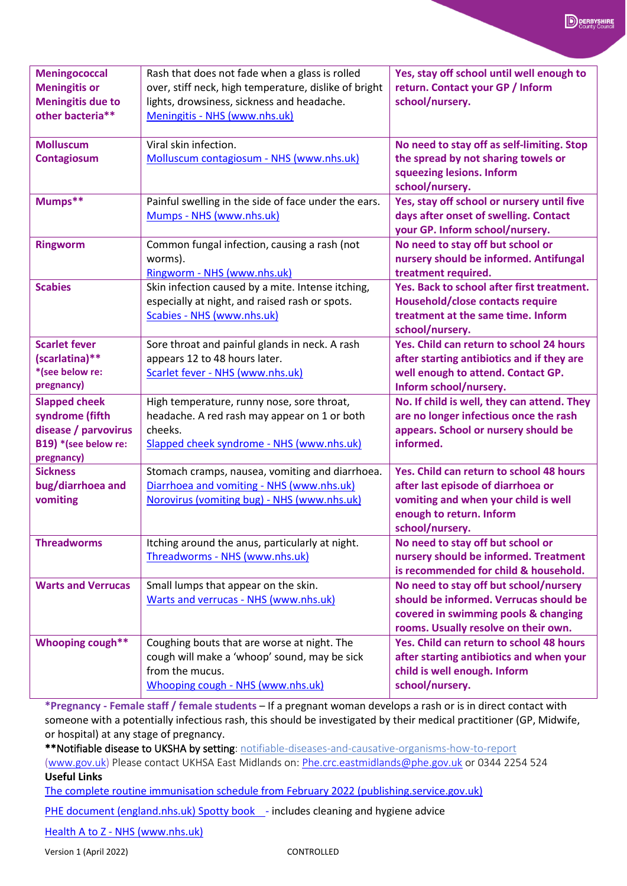| | | |
|---|---|---|
| **Meningococcal Meningitis or Meningitis due to other bacteria**** | Rash that does not fade when a glass is rolled over, stiff neck, high temperature, dislike of bright lights, drowsiness, sickness and headache. [Meningitis - NHS (www.nhs.uk)] | **Yes, stay off school until well enough to return. Contact your GP / Inform school/nursery.** |
| **Molluscum Contagiosum** | Viral skin infection. [Molluscum contagiosum - NHS (www.nhs.uk)] | **No need to stay off as self-limiting. Stop the spread by not sharing towels or squeezing lesions. Inform school/nursery.** |
| **Mumps**** | Painful swelling in the side of face under the ears. [Mumps - NHS (www.nhs.uk)] | **Yes, stay off school or nursery until five days after onset of swelling. Contact your GP. Inform school/nursery.** |
| **Ringworm** | Common fungal infection, causing a rash (not worms). [Ringworm - NHS (www.nhs.uk)] | **No need to stay off but school or nursery should be informed. Antifungal treatment required.** |
| **Scabies** | Skin infection caused by a mite. Intense itching, especially at night, and raised rash or spots. [Scabies - NHS (www.nhs.uk)] | **Yes. Back to school after first treatment. Household/close contacts require treatment at the same time. Inform school/nursery.** |
| **Scarlet fever (scarlatina)** *(see below re: pregnancy)** | Sore throat and painful glands in neck. A rash appears 12 to 48 hours later. [Scarlet fever - NHS (www.nhs.uk)] | **Yes. Child can return to school 24 hours after starting antibiotics and if they are well enough to attend. Contact GP. Inform school/nursery.** |
| **Slapped cheek syndrome (fifth disease / parvovirus B19) *(see below re: pregnancy)** | High temperature, runny nose, sore throat, headache. A red rash may appear on 1 or both cheeks. [Slapped cheek syndrome - NHS (www.nhs.uk)] | **No. If child is well, they can attend. They are no longer infectious once the rash appears. School or nursery should be informed.** |
| **Sickness bug/diarrhoea and vomiting** | Stomach cramps, nausea, vomiting and diarrhoea. [Diarrhoea and vomiting - NHS (www.nhs.uk)] [Norovirus (vomiting bug) - NHS (www.nhs.uk)] | **Yes. Child can return to school 48 hours after last episode of diarrhoea or vomiting and when your child is well enough to return. Inform school/nursery.** |
| **Threadworms** | Itching around the anus, particularly at night. [Threadworms - NHS (www.nhs.uk)] | **No need to stay off but school or nursery should be informed. Treatment is recommended for child & household.** |
| **Warts and Verrucas** | Small lumps that appear on the skin. [Warts and verrucas - NHS (www.nhs.uk)] | **No need to stay off but school/nursery should be informed. Verrucas should be covered in swimming pools & changing rooms. Usually resolve on their own.** |
| **Whooping cough**** | Coughing bouts that are worse at night. The cough will make a 'whoop' sound, may be sick from the mucus. [Whooping cough - NHS (www.nhs.uk)] | **Yes. Child can return to school 48 hours after starting antibiotics and when your child is well enough. Inform school/nursery.** |

***Pregnancy - Female staff / female students** – If a pregnant woman develops a rash or is in direct contact with someone with a potentially infectious rash, this should be investigated by their medical practitioner (GP, Midwife, or hospital) at any stage of pregnancy.

**Notifiable disease to UKSHA by setting: notifiable-diseases-and-causative-organisms-how-to-report (www.gov.uk) Please contact UKHSA East Midlands on: Phe.crc.eastmidlands@phe.gov.uk or 0344 2254 524

**Useful Links**

The complete routine immunisation schedule from February 2022 (publishing.service.gov.uk)

PHE document (england.nhs.uk) Spotty book - includes cleaning and hygiene advice

Health A to Z - NHS (www.nhs.uk)

Version 1 (April 2022) CONTROLLED